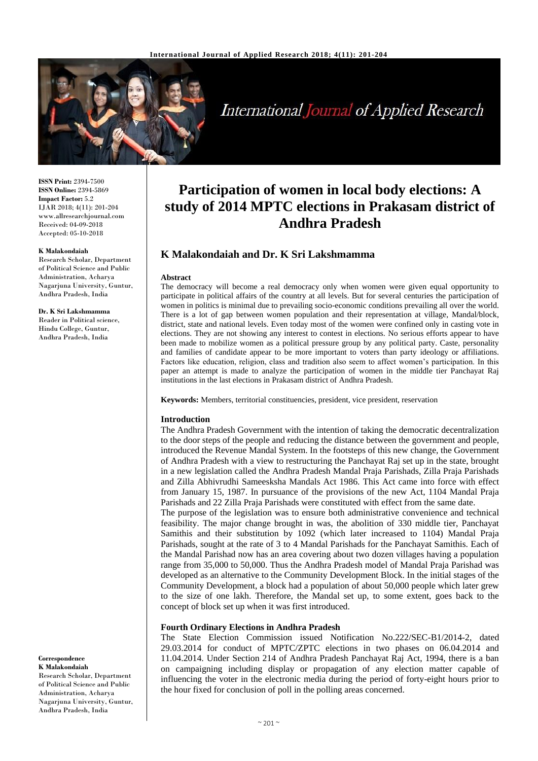**ISSN Print:** 2394-7500
**ISSN Online:** 2394-5869
**Impact Factor:** 5.2
IJAR 2018; 4(11): 201-204
www.allresearchjournal.com
Received: 04-09-2018
Accepted: 05-10-2018

**K Malakondaiah**
Research Scholar, Department of Political Science and Public Administration, Acharya Nagarjuna University, Guntur, Andhra Pradesh, India

**Dr. K Sri Lakshmamma**
Reader in Political science, Hindu College, Guntur, Andhra Pradesh, India

**Correspondence**
**K Malakondaiah**
Research Scholar, Department of Political Science and Public Administration, Acharya Nagarjuna University, Guntur, Andhra Pradesh, India

# Participation of women in local body elections: A study of 2014 MPTC elections in Prakasam district of Andhra Pradesh

## K Malakondaiah and Dr. K Sri Lakshmamma

**Abstract**

The democracy will become a real democracy only when women were given equal opportunity to participate in political affairs of the country at all levels. But for several centuries the participation of women in politics is minimal due to prevailing socio-economic conditions prevailing all over the world. There is a lot of gap between women population and their representation at village, Mandal/block, district, state and national levels. Even today most of the women were confined only in casting vote in elections. They are not showing any interest to contest in elections. No serious efforts appear to have been made to mobilize women as a political pressure group by any political party. Caste, personality and families of candidate appear to be more important to voters than party ideology or affiliations. Factors like education, religion, class and tradition also seem to affect women's participation. In this paper an attempt is made to analyze the participation of women in the middle tier Panchayat Raj institutions in the last elections in Prakasam district of Andhra Pradesh.

**Keywords:** Members, territorial constituencies, president, vice president, reservation

### Introduction

The Andhra Pradesh Government with the intention of taking the democratic decentralization to the door steps of the people and reducing the distance between the government and people, introduced the Revenue Mandal System. In the footsteps of this new change, the Government of Andhra Pradesh with a view to restructuring the Panchayat Raj set up in the state, brought in a new legislation called the Andhra Pradesh Mandal Praja Parishads, Zilla Praja Parishads and Zilla Abhivrudhi Sameesksha Mandals Act 1986. This Act came into force with effect from January 15, 1987. In pursuance of the provisions of the new Act, 1104 Mandal Praja Parishads and 22 Zilla Praja Parishads were constituted with effect from the same date.

The purpose of the legislation was to ensure both administrative convenience and technical feasibility. The major change brought in was, the abolition of 330 middle tier, Panchayat Samithis and their substitution by 1092 (which later increased to 1104) Mandal Praja Parishads, sought at the rate of 3 to 4 Mandal Parishads for the Panchayat Samithis. Each of the Mandal Parishad now has an area covering about two dozen villages having a population range from 35,000 to 50,000. Thus the Andhra Pradesh model of Mandal Praja Parishad was developed as an alternative to the Community Development Block. In the initial stages of the Community Development, a block had a population of about 50,000 people which later grew to the size of one lakh. Therefore, the Mandal set up, to some extent, goes back to the concept of block set up when it was first introduced.

### Fourth Ordinary Elections in Andhra Pradesh

The State Election Commission issued Notification No.222/SEC-B1/2014-2, dated 29.03.2014 for conduct of MPTC/ZPTC elections in two phases on 06.04.2014 and 11.04.2014. Under Section 214 of Andhra Pradesh Panchayat Raj Act, 1994, there is a ban on campaigning including display or propagation of any election matter capable of influencing the voter in the electronic media during the period of forty-eight hours prior to the hour fixed for conclusion of poll in the polling areas concerned.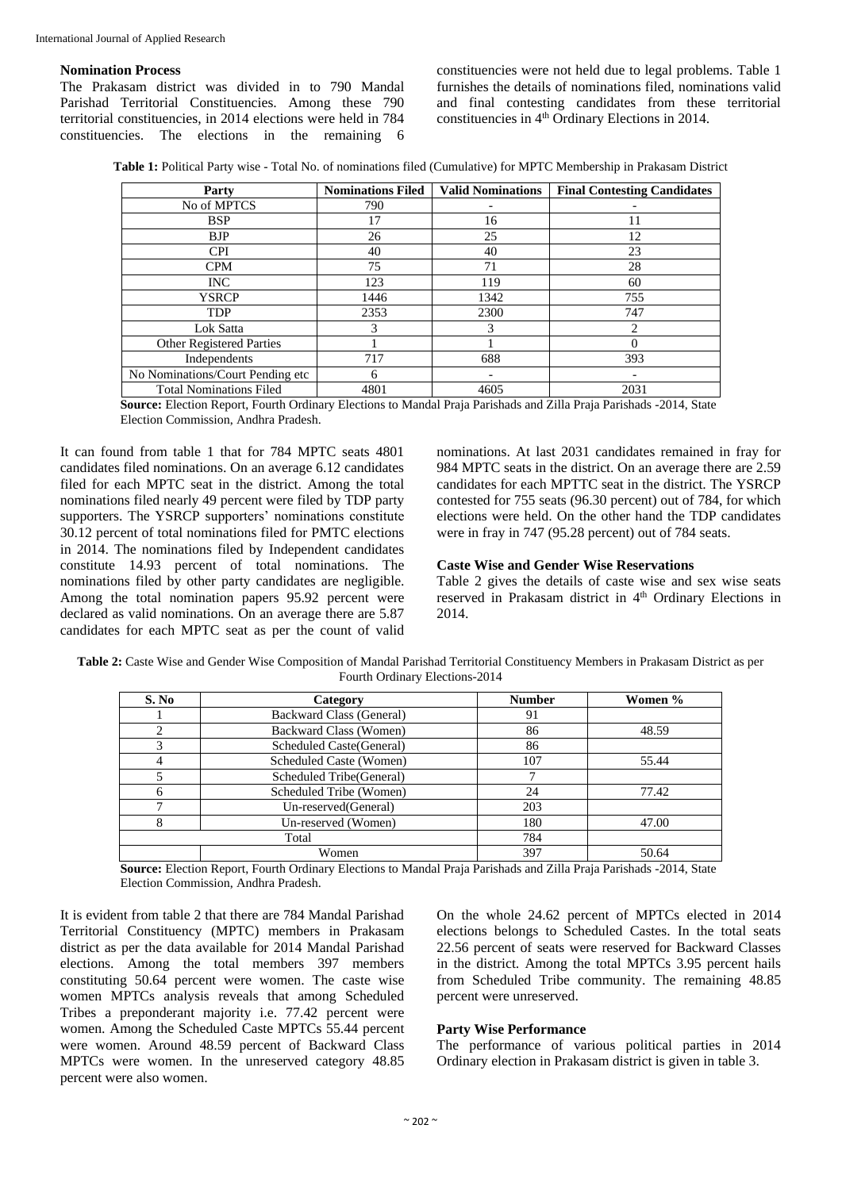### Nomination Process

The Prakasam district was divided in to 790 Mandal Parishad Territorial Constituencies. Among these 790 territorial constituencies, in 2014 elections were held in 784 constituencies. The elections in the remaining 6 constituencies were not held due to legal problems. Table 1 furnishes the details of nominations filed, nominations valid and final contesting candidates from these territorial constituencies in 4th Ordinary Elections in 2014.

**Table 1:** Political Party wise - Total No. of nominations filed (Cumulative) for MPTC Membership in Prakasam District

| Party | Nominations Filed | Valid Nominations | Final Contesting Candidates |
|---|---|---|---|
| No of MPTCS | 790 | - | - |
| BSP | 17 | 16 | 11 |
| BJP | 26 | 25 | 12 |
| CPI | 40 | 40 | 23 |
| CPM | 75 | 71 | 28 |
| INC | 123 | 119 | 60 |
| YSRCP | 1446 | 1342 | 755 |
| TDP | 2353 | 2300 | 747 |
| Lok Satta | 3 | 3 | 2 |
| Other Registered Parties | 1 | 1 | 0 |
| Independents | 717 | 688 | 393 |
| No Nominations/Court Pending etc | 6 | - | - |
| Total Nominations Filed | 4801 | 4605 | 2031 |

**Source:** Election Report, Fourth Ordinary Elections to Mandal Praja Parishads and Zilla Praja Parishads -2014, State Election Commission, Andhra Pradesh.

It can found from table 1 that for 784 MPTC seats 4801 candidates filed nominations. On an average 6.12 candidates filed for each MPTC seat in the district. Among the total nominations filed nearly 49 percent were filed by TDP party supporters. The YSRCP supporters' nominations constitute 30.12 percent of total nominations filed for PMTC elections in 2014. The nominations filed by Independent candidates constitute 14.93 percent of total nominations. The nominations filed by other party candidates are negligible. Among the total nomination papers 95.92 percent were declared as valid nominations. On an average there are 5.87 candidates for each MPTC seat as per the count of valid nominations. At last 2031 candidates remained in fray for 984 MPTC seats in the district. On an average there are 2.59 candidates for each MPTTC seat in the district. The YSRCP contested for 755 seats (96.30 percent) out of 784, for which elections were held. On the other hand the TDP candidates were in fray in 747 (95.28 percent) out of 784 seats.

### Caste Wise and Gender Wise Reservations

Table 2 gives the details of caste wise and sex wise seats reserved in Prakasam district in 4th Ordinary Elections in 2014.

**Table 2:** Caste Wise and Gender Wise Composition of Mandal Parishad Territorial Constituency Members in Prakasam District as per Fourth Ordinary Elections-2014

| S. No | Category | Number | Women % |
|---|---|---|---|
| 1 | Backward Class (General) | 91 | |
| 2 | Backward Class (Women) | 86 | 48.59 |
| 3 | Scheduled Caste(General) | 86 | |
| 4 | Scheduled Caste (Women) | 107 | 55.44 |
| 5 | Scheduled Tribe(General) | 7 | |
| 6 | Scheduled Tribe (Women) | 24 | 77.42 |
| 7 | Un-reserved(General) | 203 | |
| 8 | Un-reserved (Women) | 180 | 47.00 |
| Total | | 784 | |
| | Women | 397 | 50.64 |

**Source:** Election Report, Fourth Ordinary Elections to Mandal Praja Parishads and Zilla Praja Parishads -2014, State Election Commission, Andhra Pradesh.

It is evident from table 2 that there are 784 Mandal Parishad Territorial Constituency (MPTC) members in Prakasam district as per the data available for 2014 Mandal Parishad elections. Among the total members 397 members constituting 50.64 percent were women. The caste wise women MPTCs analysis reveals that among Scheduled Tribes a preponderant majority i.e. 77.42 percent were women. Among the Scheduled Caste MPTCs 55.44 percent were women. Around 48.59 percent of Backward Class MPTCs were women. In the unreserved category 48.85 percent were also women.

On the whole 24.62 percent of MPTCs elected in 2014 elections belongs to Scheduled Castes. In the total seats 22.56 percent of seats were reserved for Backward Classes in the district. Among the total MPTCs 3.95 percent hails from Scheduled Tribe community. The remaining 48.85 percent were unreserved.

### Party Wise Performance

The performance of various political parties in 2014 Ordinary election in Prakasam district is given in table 3.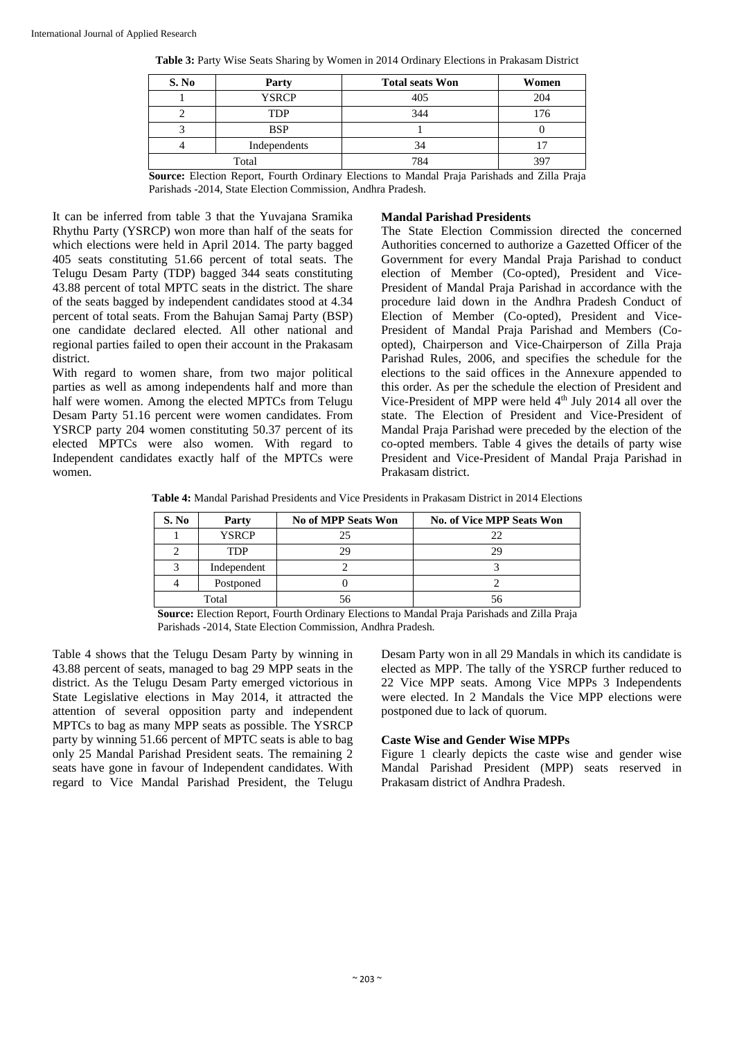**Table 3:** Party Wise Seats Sharing by Women in 2014 Ordinary Elections in Prakasam District

| S. No | Party | Total seats Won | Women |
|---|---|---|---|
| 1 | YSRCP | 405 | 204 |
| 2 | TDP | 344 | 176 |
| 3 | BSP | 1 | 0 |
| 4 | Independents | 34 | 17 |
| Total | | 784 | 397 |

**Source:** Election Report, Fourth Ordinary Elections to Mandal Praja Parishads and Zilla Praja Parishads -2014, State Election Commission, Andhra Pradesh.

It can be inferred from table 3 that the Yuvajana Sramika Rhythu Party (YSRCP) won more than half of the seats for which elections were held in April 2014. The party bagged 405 seats constituting 51.66 percent of total seats. The Telugu Desam Party (TDP) bagged 344 seats constituting 43.88 percent of total MPTC seats in the district. The share of the seats bagged by independent candidates stood at 4.34 percent of total seats. From the Bahujan Samaj Party (BSP) one candidate declared elected. All other national and regional parties failed to open their account in the Prakasam district.

With regard to women share, from two major political parties as well as among independents half and more than half were women. Among the elected MPTCs from Telugu Desam Party 51.16 percent were women candidates. From YSRCP party 204 women constituting 50.37 percent of its elected MPTCs were also women. With regard to Independent candidates exactly half of the MPTCs were women.

### Mandal Parishad Presidents

The State Election Commission directed the concerned Authorities concerned to authorize a Gazetted Officer of the Government for every Mandal Praja Parishad to conduct election of Member (Co-opted), President and Vice-President of Mandal Praja Parishad in accordance with the procedure laid down in the Andhra Pradesh Conduct of Election of Member (Co-opted), President and Vice-President of Mandal Praja Parishad and Members (Co-opted), Chairperson and Vice-Chairperson of Zilla Praja Parishad Rules, 2006, and specifies the schedule for the elections to the said offices in the Annexure appended to this order. As per the schedule the election of President and Vice-President of MPP were held 4th July 2014 all over the state. The Election of President and Vice-President of Mandal Praja Parishad were preceded by the election of the co-opted members. Table 4 gives the details of party wise President and Vice-President of Mandal Praja Parishad in Prakasam district.

**Table 4:** Mandal Parishad Presidents and Vice Presidents in Prakasam District in 2014 Elections

| S. No | Party | No of MPP Seats Won | No. of Vice MPP Seats Won |
|---|---|---|---|
| 1 | YSRCP | 25 | 22 |
| 2 | TDP | 29 | 29 |
| 3 | Independent | 2 | 3 |
| 4 | Postponed | 0 | 2 |
| Total | | 56 | 56 |

**Source:** Election Report, Fourth Ordinary Elections to Mandal Praja Parishads and Zilla Praja Parishads -2014, State Election Commission, Andhra Pradesh.

Table 4 shows that the Telugu Desam Party by winning in 43.88 percent of seats, managed to bag 29 MPP seats in the district. As the Telugu Desam Party emerged victorious in State Legislative elections in May 2014, it attracted the attention of several opposition party and independent MPTCs to bag as many MPP seats as possible. The YSRCP party by winning 51.66 percent of MPTC seats is able to bag only 25 Mandal Parishad President seats. The remaining 2 seats have gone in favour of Independent candidates. With regard to Vice Mandal Parishad President, the Telugu Desam Party won in all 29 Mandals in which its candidate is elected as MPP. The tally of the YSRCP further reduced to 22 Vice MPP seats. Among Vice MPPs 3 Independents were elected. In 2 Mandals the Vice MPP elections were postponed due to lack of quorum.

### Caste Wise and Gender Wise MPPs

Figure 1 clearly depicts the caste wise and gender wise Mandal Parishad President (MPP) seats reserved in Prakasam district of Andhra Pradesh.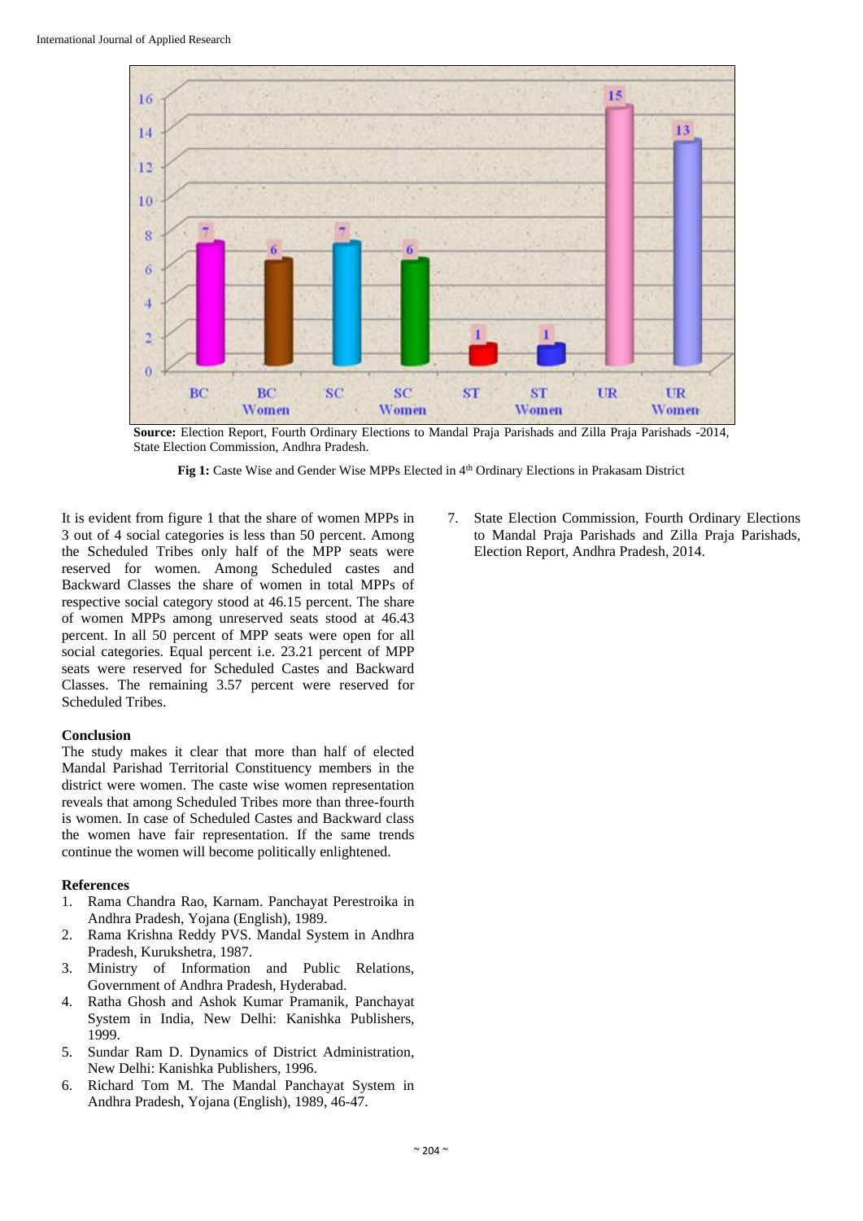16
14
12
10
8
6
4
2
0

7 6 7 6 1 1 15 13

BC
BC Women
SC
SC Women
ST
ST Women
UR
UR Women

**Source:** Election Report, Fourth Ordinary Elections to Mandal Praja Parishads and Zilla Praja Parishads -2014, State Election Commission, Andhra Pradesh.

**Fig 1:** Caste Wise and Gender Wise MPPs Elected in 4th Ordinary Elections in Prakasam District

It is evident from figure 1 that the share of women MPPs in 3 out of 4 social categories is less than 50 percent. Among the Scheduled Tribes only half of the MPP seats were reserved for women. Among Scheduled castes and Backward Classes the share of women in total MPPs of respective social category stood at 46.15 percent. The share of women MPPs among unreserved seats stood at 46.43 percent. In all 50 percent of MPP seats were open for all social categories. Equal percent i.e. 23.21 percent of MPP seats were reserved for Scheduled Castes and Backward Classes. The remaining 3.57 percent were reserved for Scheduled Tribes.

## Conclusion

The study makes it clear that more than half of elected Mandal Parishad Territorial Constituency members in the district were women. The caste wise women representation reveals that among Scheduled Tribes more than three-fourth is women. In case of Scheduled Castes and Backward class the women have fair representation. If the same trends continue the women will become politically enlightened.

## References

1. Rama Chandra Rao, Karnam. Panchayat Perestroika in Andhra Pradesh, Yojana (English), 1989.
2. Rama Krishna Reddy PVS. Mandal System in Andhra Pradesh, Kurukshetra, 1987.
3. Ministry of Information and Public Relations, Government of Andhra Pradesh, Hyderabad.
4. Ratha Ghosh and Ashok Kumar Pramanik, Panchayat System in India, New Delhi: Kanishka Publishers, 1999.
5. Sundar Ram D. Dynamics of District Administration, New Delhi: Kanishka Publishers, 1996.
6. Richard Tom M. The Mandal Panchayat System in Andhra Pradesh, Yojana (English), 1989, 46-47.
7. State Election Commission, Fourth Ordinary Elections to Mandal Praja Parishads and Zilla Praja Parishads, Election Report, Andhra Pradesh, 2014.